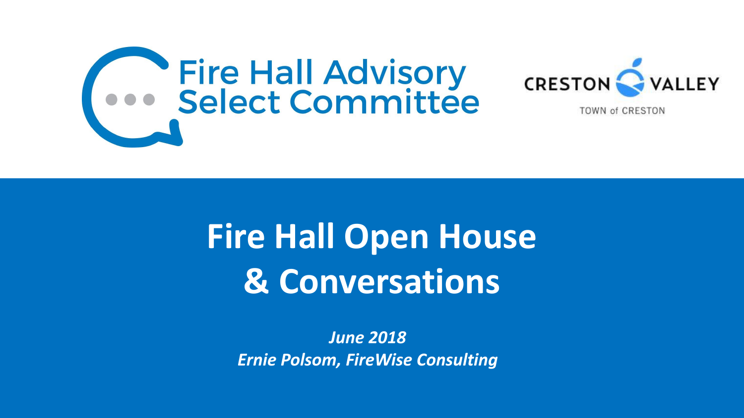Fire Hall Advisory Select Committee

CRESTON VALLEY

TOWN of CRESTON

# Fire Hall Open House & Conversations

***June 2018***

***Ernie Polsom, FireWise Consulting***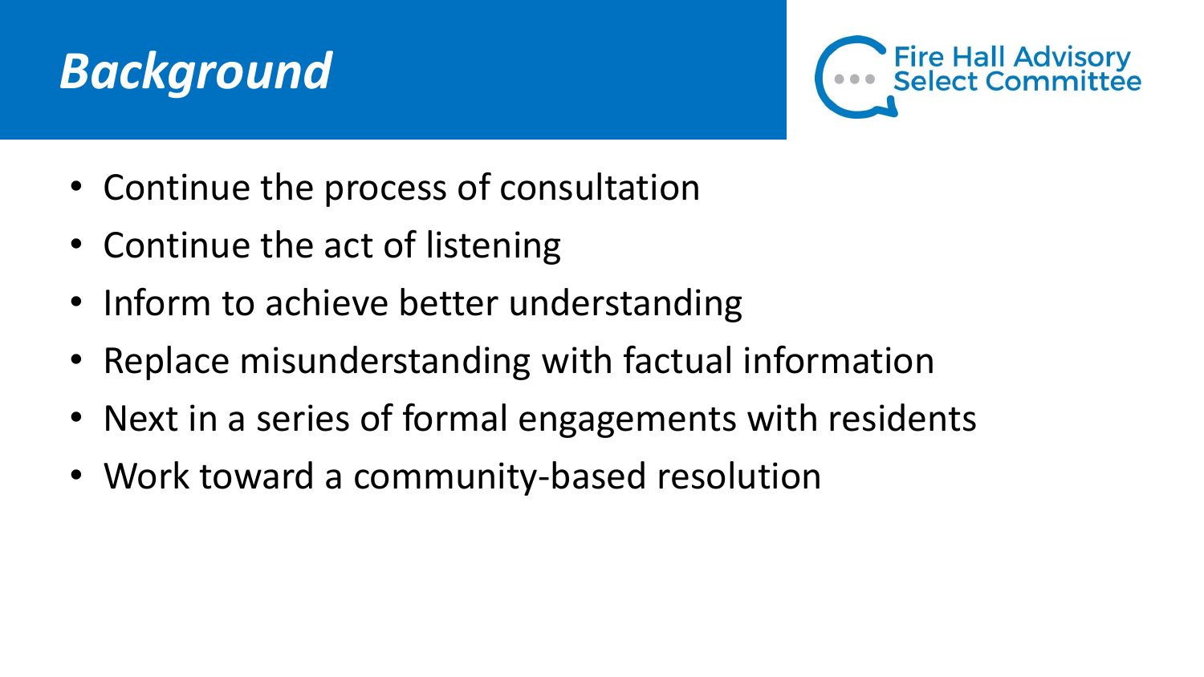# *Background*

Fire Hall Advisory Select Committee

- Continue the process of consultation
- Continue the act of listening
- Inform to achieve better understanding
- Replace misunderstanding with factual information
- Next in a series of formal engagements with residents
- Work toward a community-based resolution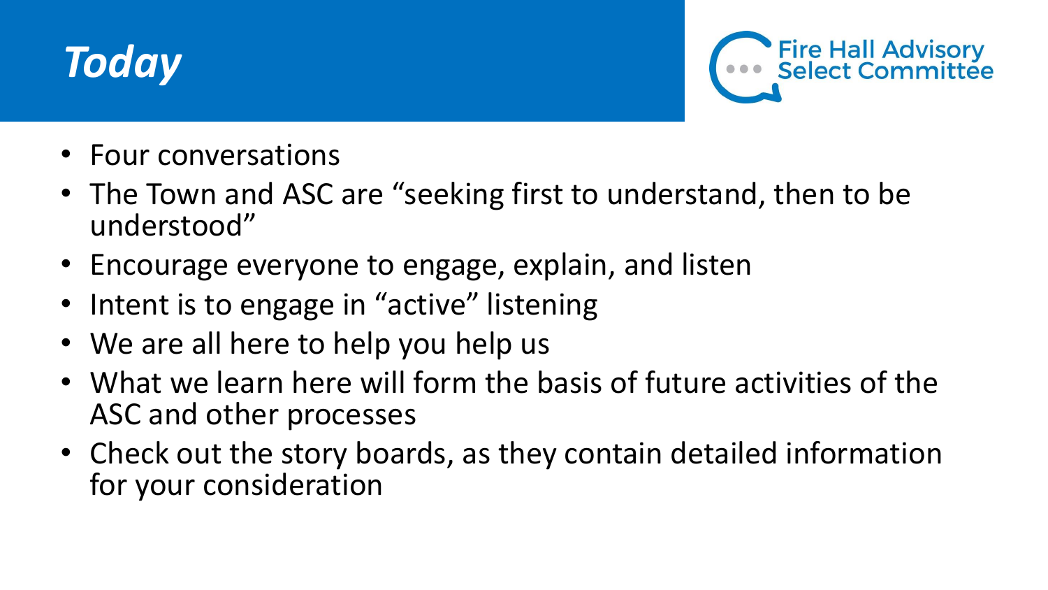# *Today*

Fire Hall Advisory Select Committee

- Four conversations
- The Town and ASC are "seeking first to understand, then to be understood"
- Encourage everyone to engage, explain, and listen
- Intent is to engage in "active" listening
- We are all here to help you help us
- What we learn here will form the basis of future activities of the ASC and other processes
- Check out the story boards, as they contain detailed information for your consideration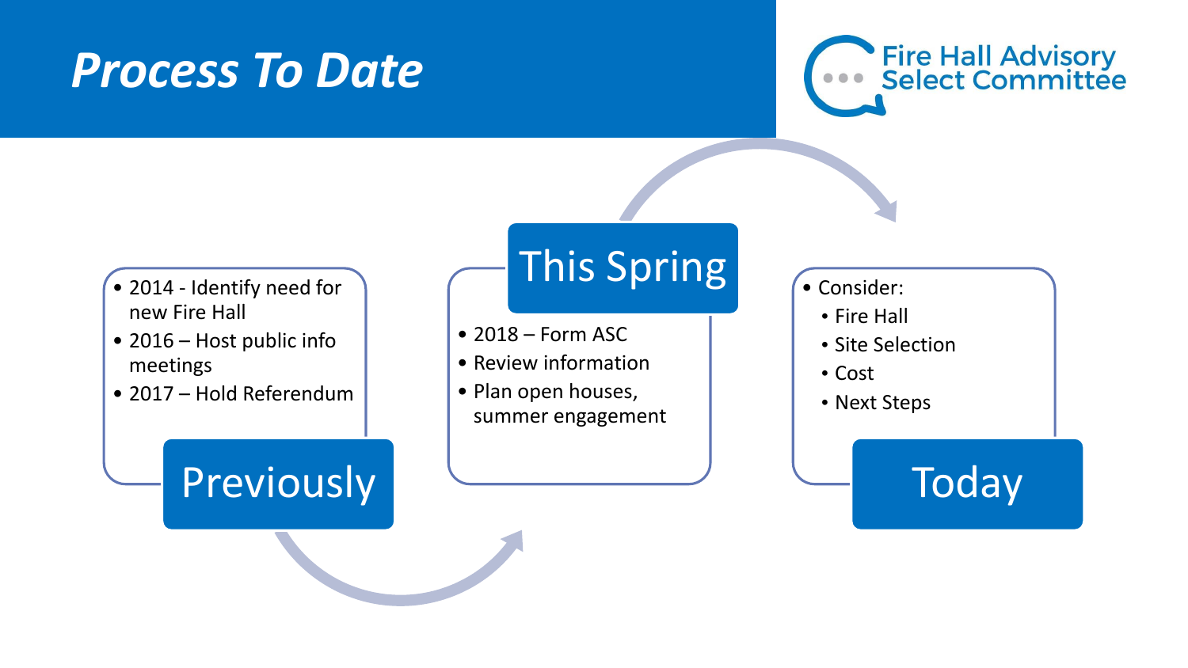# Process To Date

Fire Hall Advisory Select Committee

## Previously

- 2014 - Identify need for new Fire Hall
- 2016 – Host public info meetings
- 2017 – Hold Referendum

## This Spring

- 2018 – Form ASC
- Review information
- Plan open houses, summer engagement

## Today

- Consider:
  - Fire Hall
  - Site Selection
  - Cost
  - Next Steps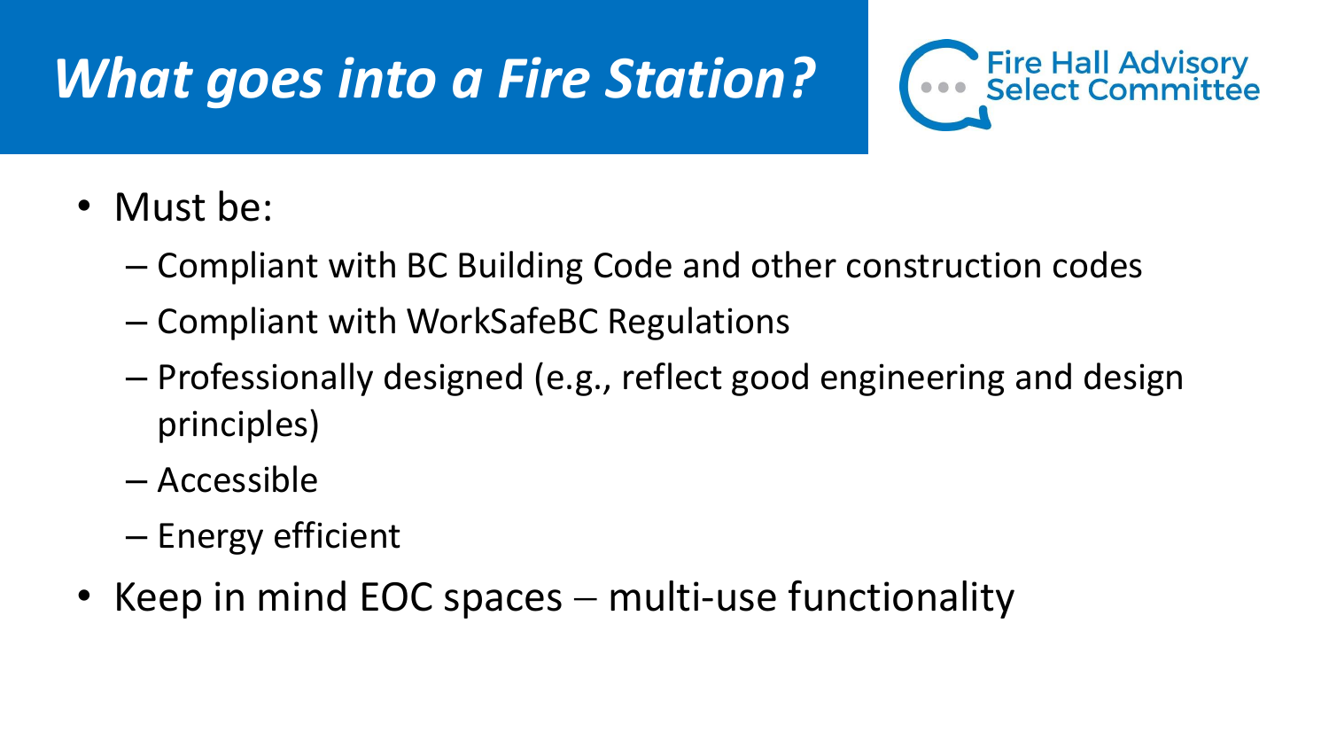# *What goes into a Fire Station?*

Fire Hall Advisory Select Committee

- Must be:
  - Compliant with BC Building Code and other construction codes
  - Compliant with WorkSafeBC Regulations
  - Professionally designed (e.g., reflect good engineering and design principles)
  - Accessible
  - Energy efficient
- Keep in mind EOC spaces – multi-use functionality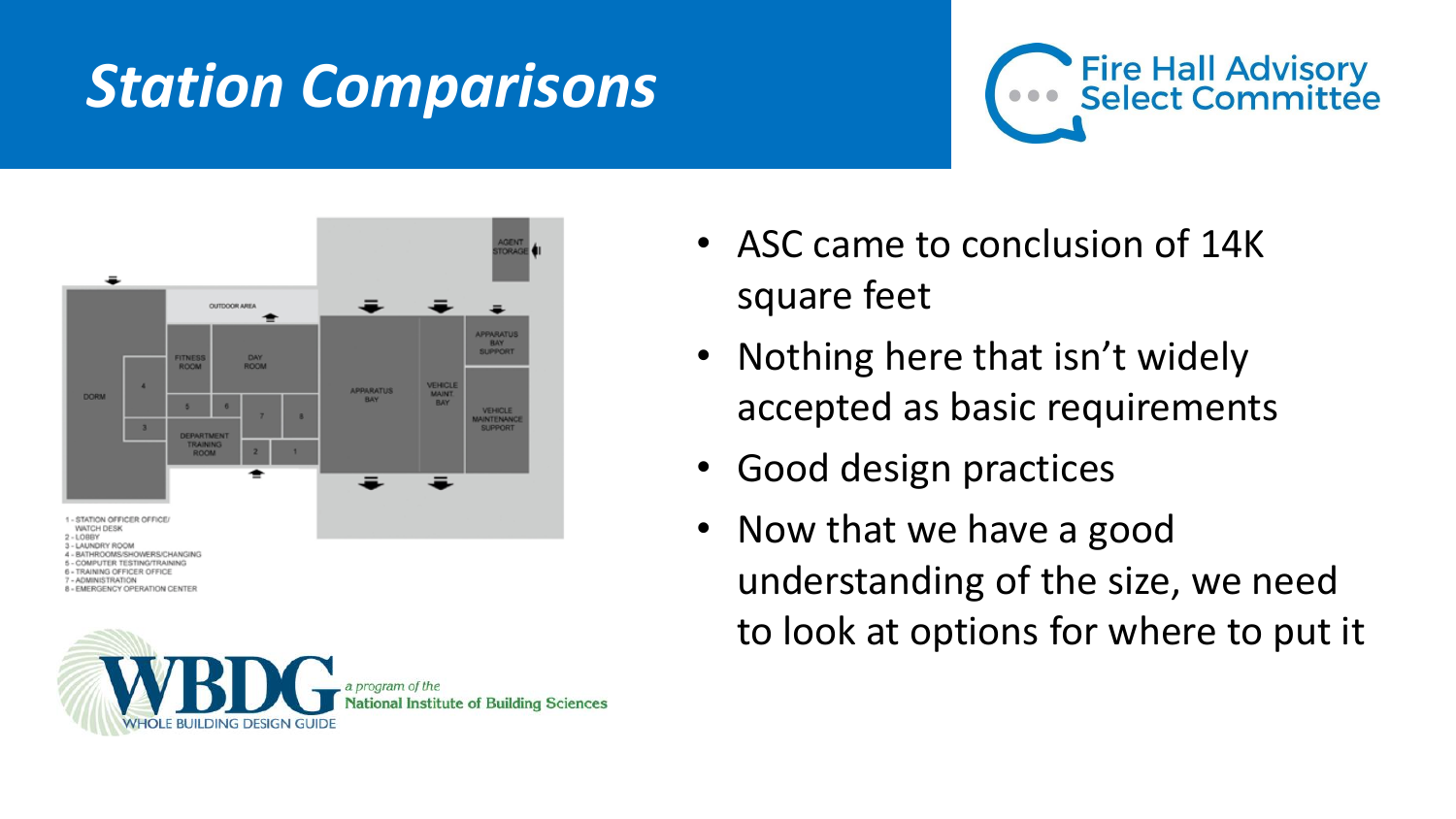# Station Comparisons

Fire Hall Advisory Select Committee

OUTDOOR AREA

AGENT STORAGE

FITNESS ROOM

DAY ROOM

DORM

APPARATUS BAY

VEHICLE MAINT. BAY

APPARATUS BAY SUPPORT

VEHICLE MAINTENANCE SUPPORT

DEPARTMENT TRAINING ROOM

1 - STATION OFFICER OFFICE/ WATCH DESK
2 - LOBBY
3 - LAUNDRY ROOM
4 - BATHROOMS/SHOWERS/CHANGING
5 - COMPUTER TESTING/TRAINING
6 - TRAINING OFFICER OFFICE
7 - ADMINISTRATION
8 - EMERGENCY OPERATION CENTER

WBDG WHOLE BUILDING DESIGN GUIDE — a program of the National Institute of Building Sciences

- ASC came to conclusion of 14K square feet
- Nothing here that isn't widely accepted as basic requirements
- Good design practices
- Now that we have a good understanding of the size, we need to look at options for where to put it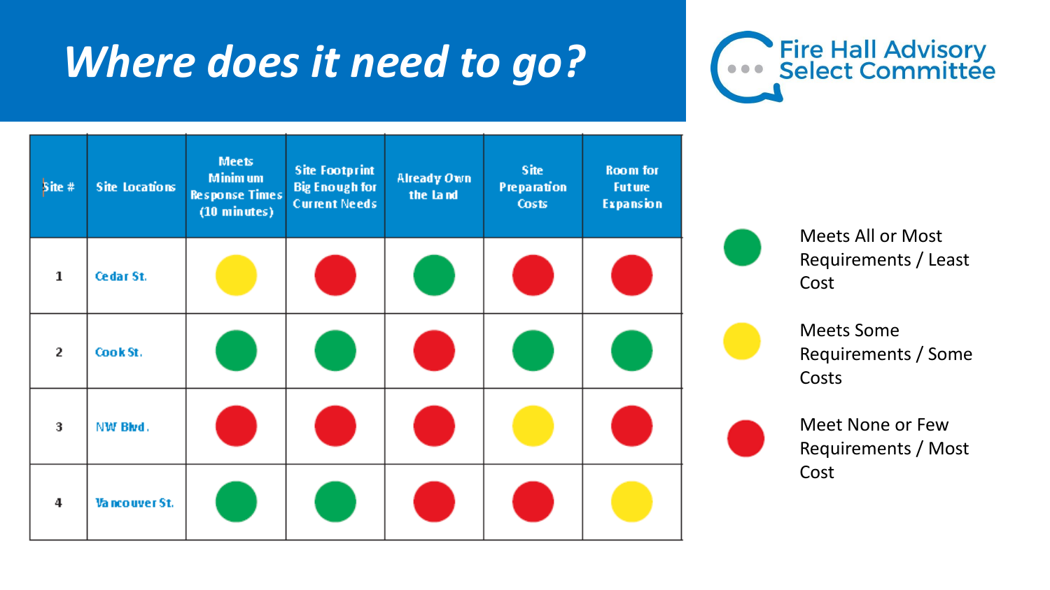# Where does it need to go?

Fire Hall Advisory Select Committee

| Site # | Site Locations | Meets Minimum Response Times (10 minutes) | Site Footprint Big Enough for Current Needs | Already Own the Land | Site Preparation Costs | Room for Future Expansion |
|---|---|---|---|---|---|---|
| 1 | Cedar St. | Yellow | Red | Green | Red | Red |
| 2 | Cook St. | Green | Green | Red | Green | Green |
| 3 | NW Blvd. | Red | Red | Red | Yellow | Red |
| 4 | Vancouver St. | Green | Green | Red | Red | Yellow |

- Green: Meets All or Most Requirements / Least Cost
- Yellow: Meets Some Requirements / Some Costs
- Red: Meet None or Few Requirements / Most Cost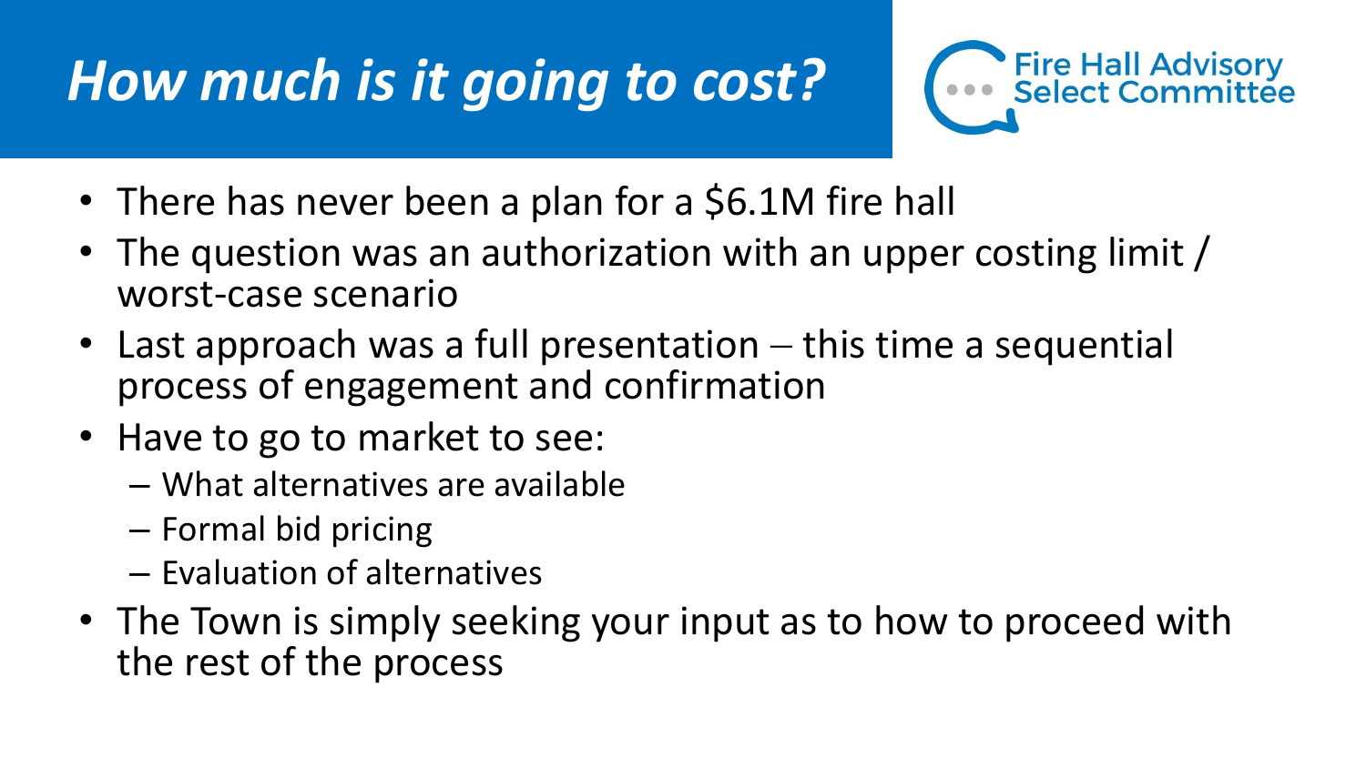# *How much is it going to cost?*

Fire Hall Advisory Select Committee

- There has never been a plan for a $6.1M fire hall
- The question was an authorization with an upper costing limit / worst-case scenario
- Last approach was a full presentation – this time a sequential process of engagement and confirmation
- Have to go to market to see:
  - What alternatives are available
  - Formal bid pricing
  - Evaluation of alternatives
- The Town is simply seeking your input as to how to proceed with the rest of the process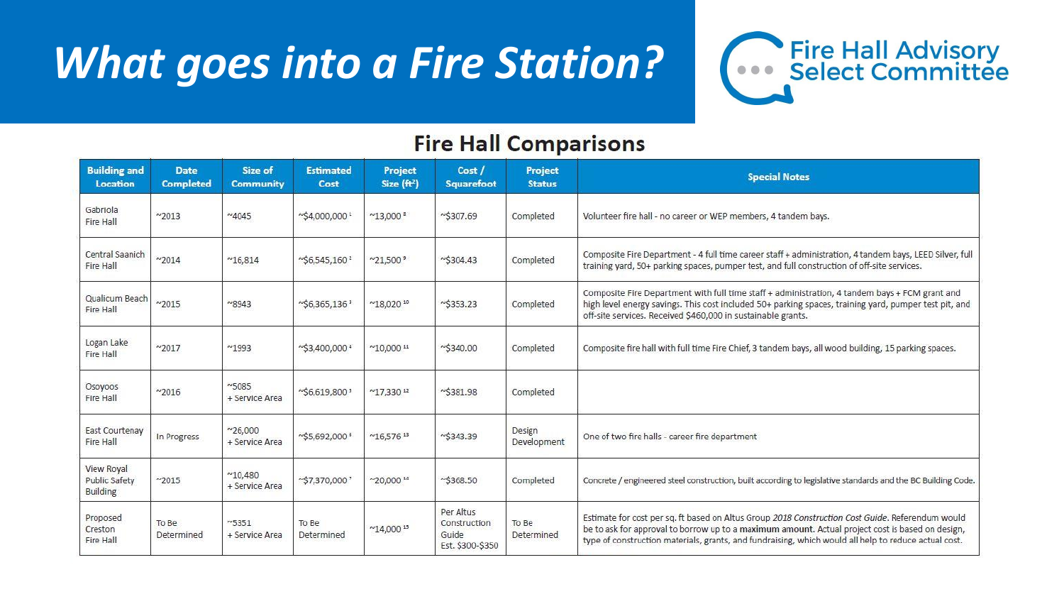# What goes into a Fire Station?

Fire Hall Advisory Select Committee

## Fire Hall Comparisons

| Building and Location | Date Completed | Size of Community | Estimated Cost | Project Size (ft²) | Cost / Squarefoot | Project Status | Special Notes |
|---|---|---|---|---|---|---|---|
| Gabriola Fire Hall | ~2013 | ~4045 | ~$4,000,000 [1] | ~13,000 [8] | ~$307.69 | Completed | Volunteer fire hall - no career or WEP members, 4 tandem bays. |
| Central Saanich Fire Hall | ~2014 | ~16,814 | ~$6,545,160 [2] | ~21,500 [9] | ~$304.43 | Completed | Composite Fire Department - 4 full time career staff + administration, 4 tandem bays, LEED Silver, full training yard, 50+ parking spaces, pumper test, and full construction of off-site services. |
| Qualicum Beach Fire Hall | ~2015 | ~8943 | ~$6,365,136 [3] | ~18,020 [10] | ~$353.23 | Completed | Composite Fire Department with full time staff + administration, 4 tandem bays + FCM grant and high level energy savings. This cost included 50+ parking spaces, training yard, pumper test pit, and off-site services. Received $460,000 in sustainable grants. |
| Logan Lake Fire Hall | ~2017 | ~1993 | ~$3,400,000 [4] | ~10,000 [11] | ~$340.00 | Completed | Composite fire hall with full time Fire Chief, 3 tandem bays, all wood building, 15 parking spaces. |
| Osoyoos Fire Hall | ~2016 | ~5085 + Service Area | ~$6,619,800 [5] | ~17,330 [12] | ~$381.98 | Completed | |
| East Courtenay Fire Hall | In Progress | ~26,000 + Service Area | ~$5,692,000 [6] | ~16,576 [13] | ~$343.39 | Design Development | One of two fire halls - career fire department |
| View Royal Public Safety Building | ~2015 | ~10,480 + Service Area | ~$7,370,000 [7] | ~20,000 [14] | ~$368.50 | Completed | Concrete / engineered steel construction, built according to legislative standards and the BC Building Code. |
| Proposed Creston Fire Hall | To Be Determined | ~5351 + Service Area | To Be Determined | ~14,000 [15] | Per Altus Construction Guide Est. $300-$350 | To Be Determined | Estimate for cost per sq. ft based on Altus Group *2018 Construction Cost Guide*. Referendum would be to ask for approval to borrow up to a **maximum amount.** Actual project cost is based on design, type of construction materials, grants, and fundraising, which would all help to reduce actual cost. |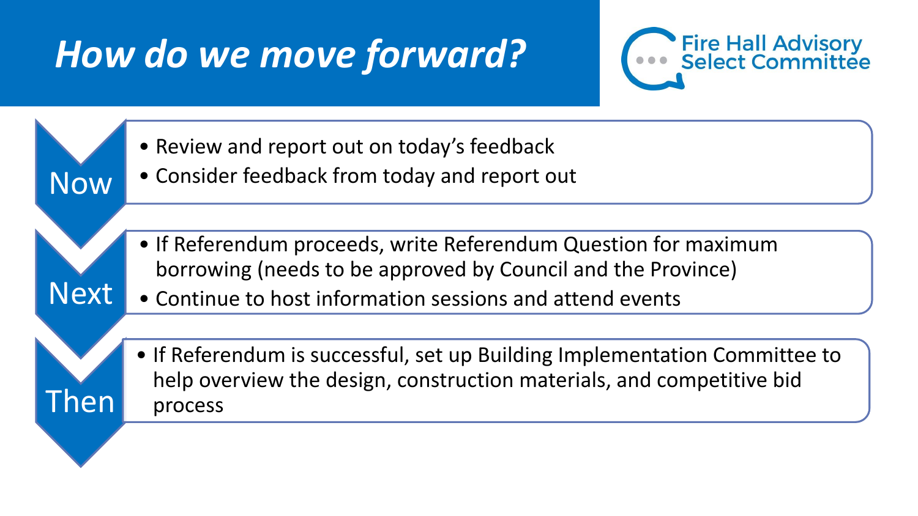# How do we move forward?

Fire Hall Advisory Select Committee

## Now

- Review and report out on today's feedback
- Consider feedback from today and report out

## Next

- If Referendum proceeds, write Referendum Question for maximum borrowing (needs to be approved by Council and the Province)
- Continue to host information sessions and attend events

## Then

- If Referendum is successful, set up Building Implementation Committee to help overview the design, construction materials, and competitive bid process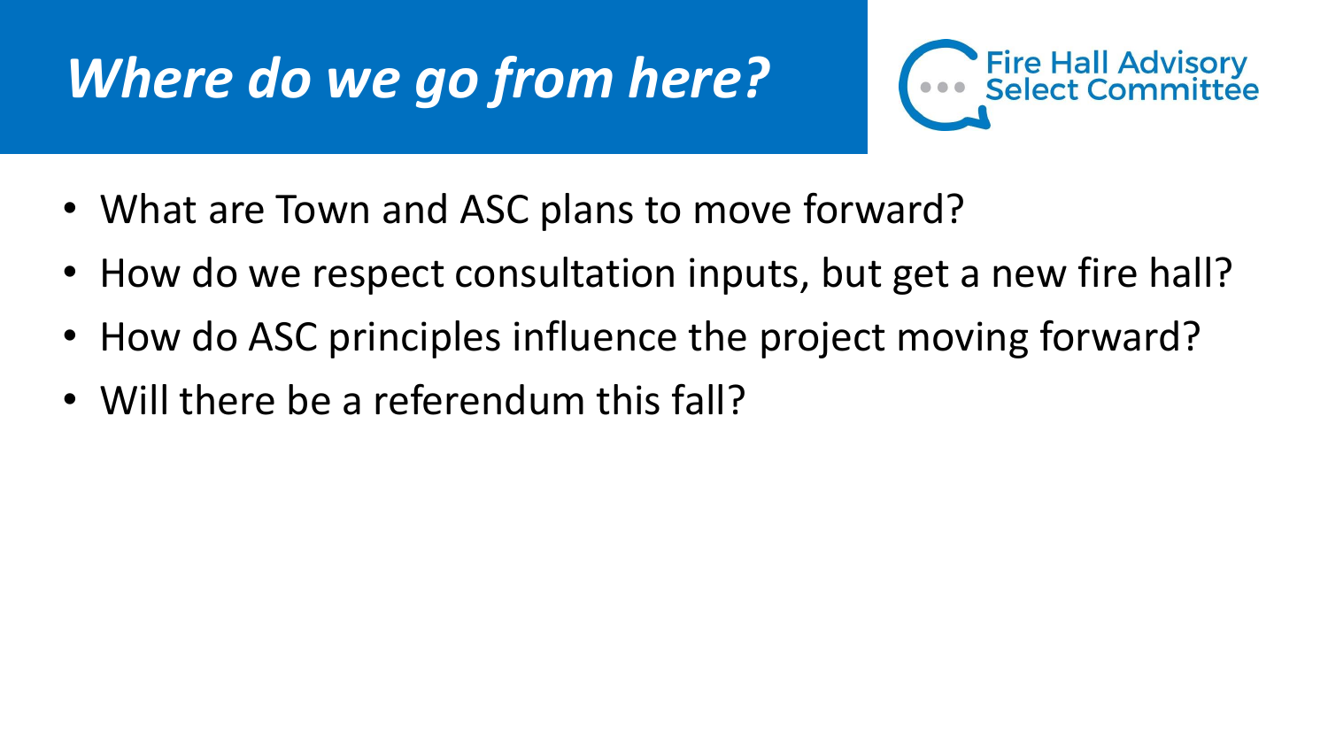# *Where do we go from here?*

Fire Hall Advisory Select Committee

- What are Town and ASC plans to move forward?
- How do we respect consultation inputs, but get a new fire hall?
- How do ASC principles influence the project moving forward?
- Will there be a referendum this fall?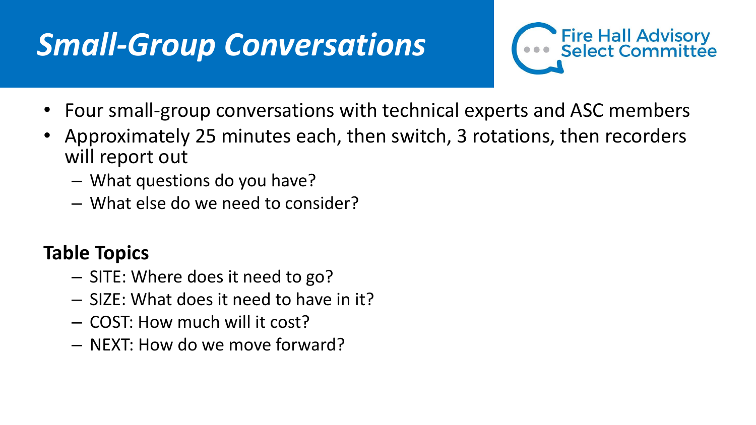# *Small-Group Conversations*

Fire Hall Advisory Select Committee

- Four small-group conversations with technical experts and ASC members
- Approximately 25 minutes each, then switch, 3 rotations, then recorders will report out
  - What questions do you have?
  - What else do we need to consider?

**Table Topics**

- SITE: Where does it need to go?
- SIZE: What does it need to have in it?
- COST: How much will it cost?
- NEXT: How do we move forward?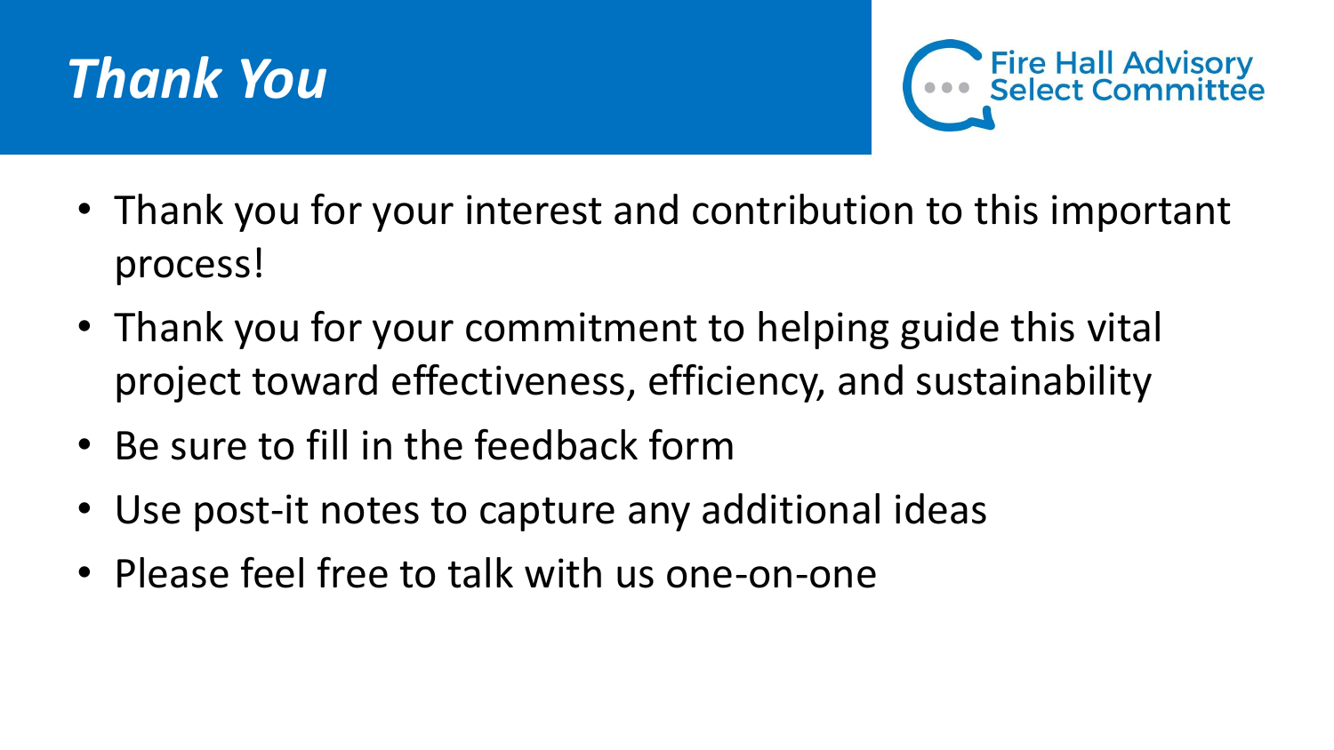# *Thank You*

Fire Hall Advisory Select Committee

- Thank you for your interest and contribution to this important process!
- Thank you for your commitment to helping guide this vital project toward effectiveness, efficiency, and sustainability
- Be sure to fill in the feedback form
- Use post-it notes to capture any additional ideas
- Please feel free to talk with us one-on-one